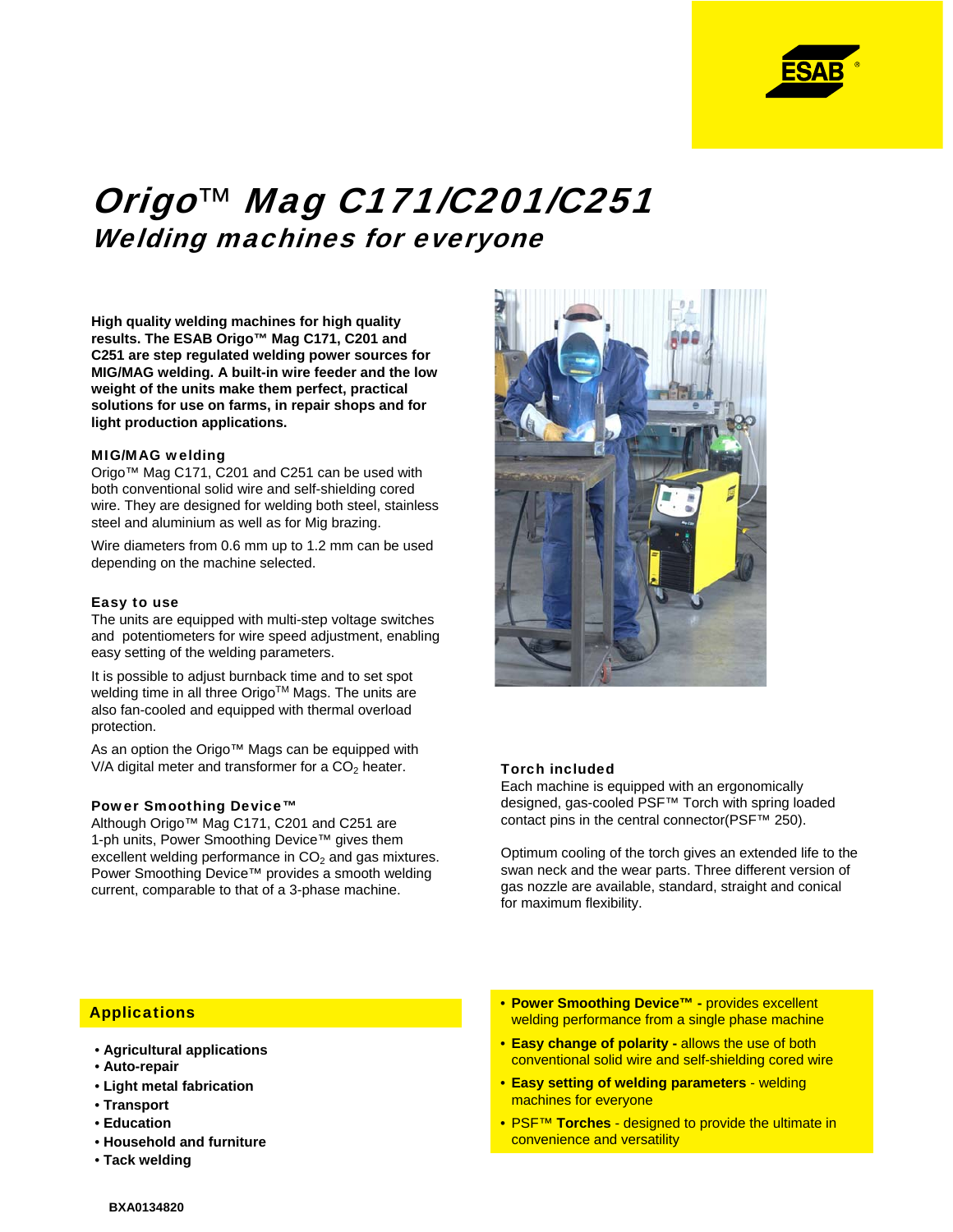# *Origo™ Mag C171/C201/C251*

## *Welding machines for everyone*

**High quality welding machines for high quality results. The ESAB Origo™ Mag C171, C201 and C251 are step regulated welding power sources for MIG/MAG welding. A built-in wire feeder and the low weight of the units make them perfect, practical solutions for use on farms, in repair shops and for light production applications.**

### MIG/MAG welding

Origo™ Mag C171, C201 and C251 can be used with both conventional solid wire and self-shielding cored wire. They are designed for welding both steel, stainless steel and aluminium as well as for Mig brazing.

Wire diameters from 0.6 mm up to 1.2 mm can be used depending on the machine selected.

### Easy to use

The units are equipped with multi-step voltage switches and potentiometers for wire speed adjustment, enabling easy setting of the welding parameters.

It is possible to adjust burnback time and to set spot welding time in all three Origo™ Mags. The units are also fan-cooled and equipped with thermal overload protection.

As an option the Origo™ Mags can be equipped with V/A digital meter and transformer for a $CO_2$ heater.

### Power Smoothing Device™

Although Origo™ Mag C171, C201 and C251 are 1-ph units, Power Smoothing Device™ gives them excellent welding performance in $CO_2$ and gas mixtures. Power Smoothing Device™ provides a smooth welding current, comparable to that of a 3-phase machine.

### Torch included

Each machine is equipped with an ergonomically designed, gas-cooled PSF™ Torch with spring loaded contact pins in the central connector(PSF™ 250).

Optimum cooling of the torch gives an extended life to the swan neck and the wear parts. Three different version of gas nozzle are available, standard, straight and conical for maximum flexibility.

### Applications

- **Agricultural applications**
- **Auto-repair**
- **Light metal fabrication**
- **Transport**
- **Education**
- **Household and furniture**
- **Tack welding**

- **Power Smoothing Device™ -** provides excellent welding performance from a single phase machine
- **Easy change of polarity -** allows the use of both conventional solid wire and self-shielding cored wire
- **Easy setting of welding parameters** - welding machines for everyone
- PSF™ **Torches** - designed to provide the ultimate in convenience and versatility

BXA0134820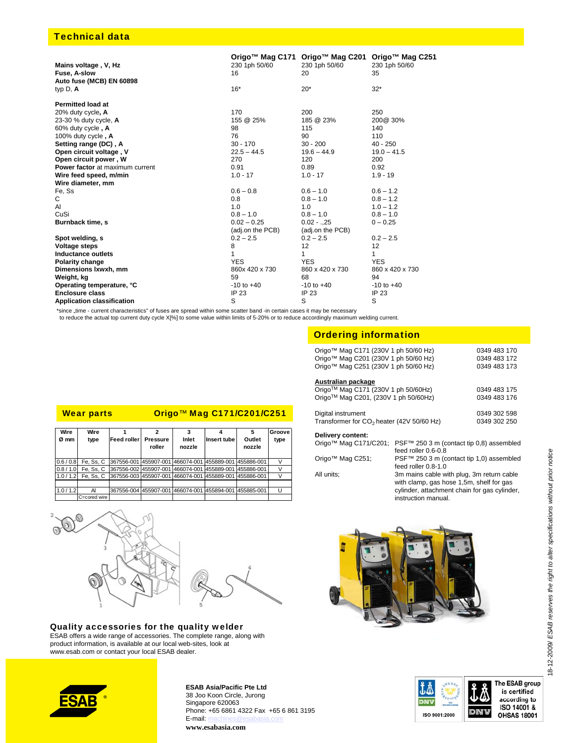## Technical data

| | Origo™ Mag C171 | Origo™ Mag C201 | Origo™ Mag C251 |
|---|---|---|---|
| **Mains voltage , V, Hz** | 230 1ph 50/60 | 230 1ph 50/60 | 230 1ph 50/60 |
| **Fuse, A-slow** | 16 | 20 | 35 |
| **Auto fuse (MCB) EN 60898** typ D, **A** | 16* | 20* | 32* |
| **Permitted load at** | | | |
| 20% duty cycle, **A** | 170 | 200 | 250 |
| 23-30 % duty cycle, **A** | 155 @ 25% | 185 @ 23% | 200@ 30% |
| 60% duty cycle , **A** | 98 | 115 | 140 |
| 100% duty cycle , **A** | 76 | 90 | 110 |
| **Setting range (DC) , A** | 30 - 170 | 30 - 200 | 40 - 250 |
| **Open circuit voltage , V** | 22.5 – 44.5 | 19.6 – 44.9 | 19.0 – 41.5 |
| **Open circuit power , W** | 270 | 120 | 200 |
| **Power factor** at maximum current | 0.91 | 0.89 | 0.92 |
| **Wire feed speed, m/min** | 1.0 - 17 | 1.0 - 17 | 1.9 - 19 |
| **Wire diameter, mm** | | | |
| Fe, Ss | 0.6 – 0.8 | 0.6 – 1.0 | 0.6 – 1.2 |
| C | 0.8 | 0.8 – 1.0 | 0.8 – 1.2 |
| Al | 1.0 | 1.0 | 1.0 – 1.2 |
| CuSi | 0.8 – 1.0 | 0.8 – 1.0 | 0.8 – 1.0 |
| **Burnback time, s** | 0.02 – 0.25 (adj.on the PCB) | 0.02 - .,25 (adj.on the PCB) | 0 – 0.25 |
| **Spot welding, s** | 0.2 – 2.5 | 0.2 – 2.5 | 0.2 – 2.5 |
| **Voltage steps** | 8 | 12 | 12 |
| **Inductance outlets** | 1 | 1 | 1 |
| **Polarity change** | YES | YES | YES |
| **Dimensions lxwxh, mm** | 860x 420 x 730 | 860 x 420 x 730 | 860 x 420 x 730 |
| **Weight, kg** | 59 | 68 | 94 |
| **Operating temperature, °C** | -10 to +40 | -10 to +40 | -10 to +40 |
| **Enclosure class** | IP 23 | IP 23 | IP 23 |
| **Application classification** | S | S | S |

*since „time - current characteristics" of fuses are spread within some scatter band -in certain cases it may be necessary to reduce the actual top current duty cycle X[%] to some value within limits of 5-20% or to reduce accordingly maximum welding current.

## Ordering information

| | |
|---|---|
| Origo™ Mag C171 (230V 1 ph 50/60 Hz) | 0349 483 170 |
| Origo™ Mag C201 (230V 1 ph 50/60 Hz) | 0349 483 172 |
| Origo™ Mag C251 (230V 1 ph 50/60 Hz) | 0349 483 173 |

**Australian package**

| | |
|---|---|
| Origo™ Mag C171 (230V 1 ph 50/60Hz) | 0349 483 175 |
| Origo™ Mag C201, (230V 1 ph 50/60Hz) | 0349 483 176 |

| | |
|---|---|
| Digital instrument | 0349 302 598 |
| Transformer for $CO_2$ heater (42V 50/60 Hz) | 0349 302 250 |

**Delivery content:**

| | |
|---|---|
| Origo™ Mag C171/C201; | PSF™ 250 3 m (contact tip 0,8) assembled feed roller 0.6-0.8 |
| Origo™ Mag C251; | PSF™ 250 3 m (contact tip 1,0) assembled feed roller 0.8-1.0 |
| All units; | 3m mains cable with plug, 3m return cable with clamp, gas hose 1,5m, shelf for gas cylinder, attachment chain for gas cylinder, instruction manual. |

## Wear parts — Origo™ Mag C171/C201/C251

| Wire Ø mm | Wire type | 1 Feed roller | 2 Pressure roller | 3 Inlet nozzle | 4 Insert tube | 5 Outlet nozzle | Groove type |
|---|---|---|---|---|---|---|---|
| 0.6 / 0.8 | Fe, Ss, C | 367556-001 | 455907-001 | 466074-001 | 455889-001 | 455886-001 | V |
| 0.8 / 1.0 | Fe, Ss, C | 367556-002 | 455907-001 | 466074-001 | 455889-001 | 455886-001 | V |
| 1.0 / 1.2 | Fe, Ss, C | 367556-003 | 455907-001 | 466074-001 | 455889-001 | 455886-001 | V |
| 1.0 / 1.2 | Al | 367556-004 | 455907-001 | 466074-001 | 455894-001 | 455885-001 | U |
| | C=cored wire | | | | | | |

### Quality accessories for the quality welder

ESAB offers a wide range of accessories. The complete range, along with product information, is available at our local web-sites, look at www.esab.com or contact your local ESAB dealer.

**ESAB Asia/Pacific Pte Ltd**
38 Joo Koon Circle, Jurong
Singapore 620063
Phone: +65 6861 4322 Fax +65 6 861 3195
E-mail: machines@esabasia.com
**www.esabasia.com**

ISO 9001:2000

The ESAB group is certified according to ISO 14001 & OHSAS 18001

*18-12-2009/ ESAB reserves the right to alter specifications without prior notice*